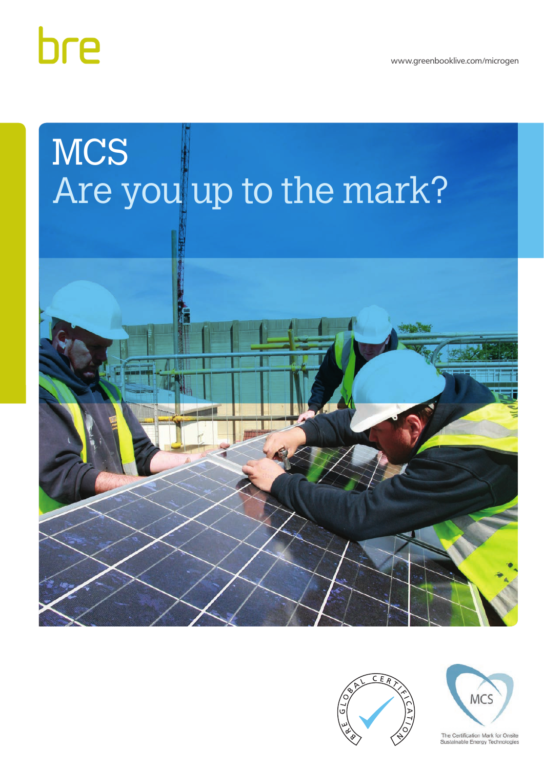bre

www.greenbooklive.com/microgen

# MCS
# Are you up to the mark?

BRE GLOBAL CERTIFICATION

MCS

The Certification Mark for Onsite Sustainable Energy Technologies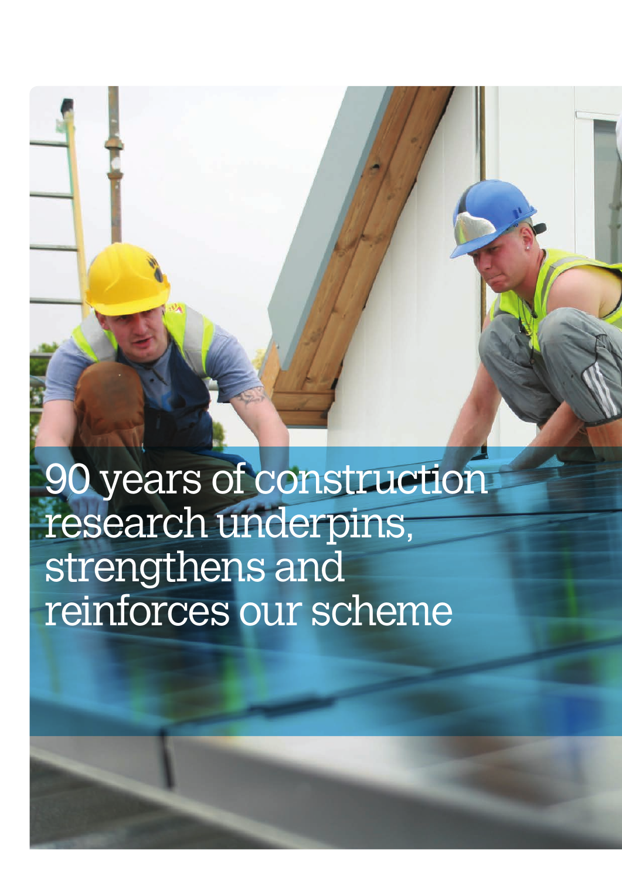# 90 years of construction research underpins, strengthens and reinforces our scheme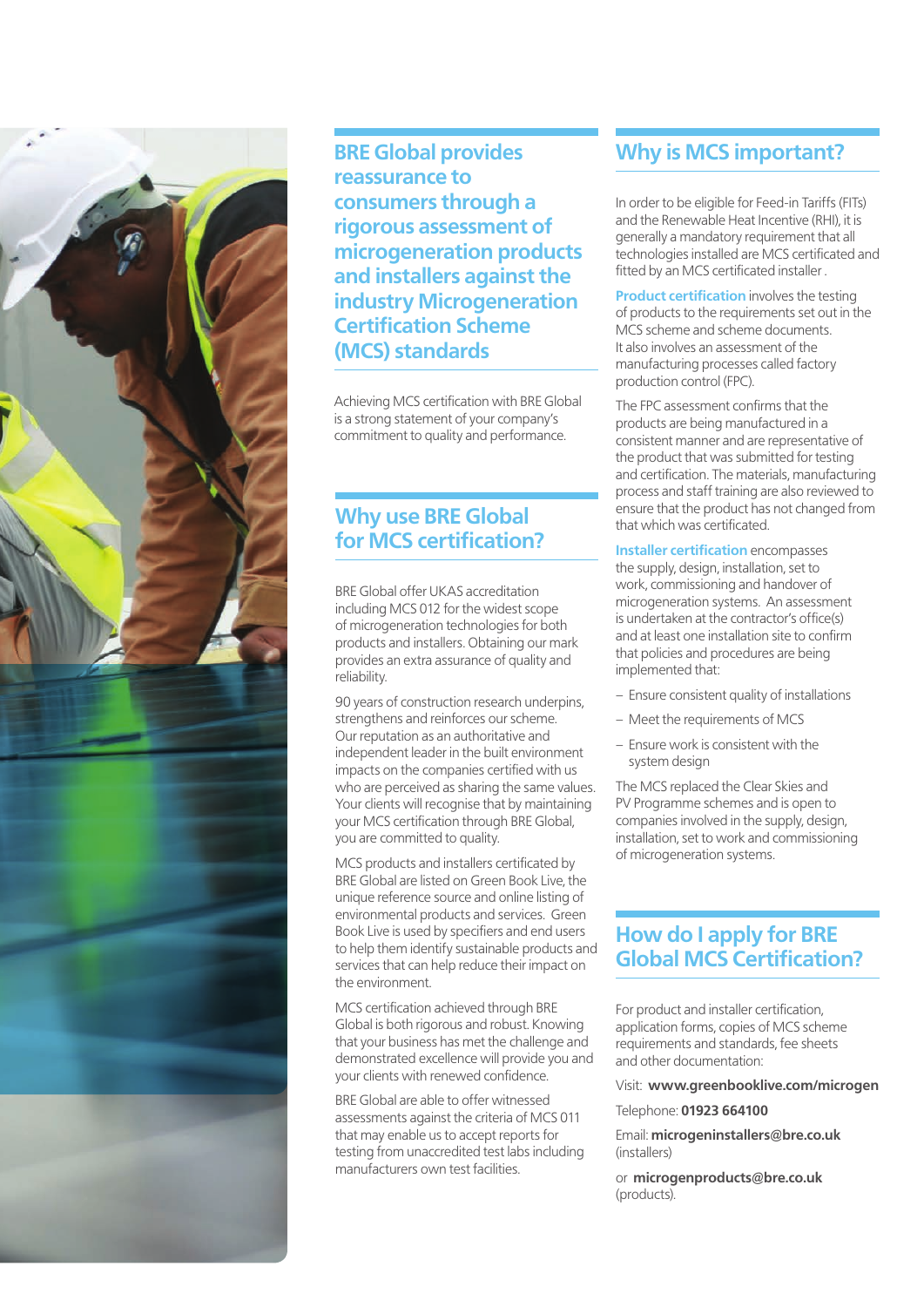## BRE Global provides reassurance to consumers through a rigorous assessment of microgeneration products and installers against the industry Microgeneration Certification Scheme (MCS) standards

Achieving MCS certification with BRE Global is a strong statement of your company's commitment to quality and performance.

## Why use BRE Global for MCS certification?

BRE Global offer UKAS accreditation including MCS 012 for the widest scope of microgeneration technologies for both products and installers. Obtaining our mark provides an extra assurance of quality and reliability.

90 years of construction research underpins, strengthens and reinforces our scheme. Our reputation as an authoritative and independent leader in the built environment impacts on the companies certified with us who are perceived as sharing the same values. Your clients will recognise that by maintaining your MCS certification through BRE Global, you are committed to quality.

MCS products and installers certificated by BRE Global are listed on Green Book Live, the unique reference source and online listing of environmental products and services. Green Book Live is used by specifiers and end users to help them identify sustainable products and services that can help reduce their impact on the environment.

MCS certification achieved through BRE Global is both rigorous and robust. Knowing that your business has met the challenge and demonstrated excellence will provide you and your clients with renewed confidence.

BRE Global are able to offer witnessed assessments against the criteria of MCS 011 that may enable us to accept reports for testing from unaccredited test labs including manufacturers own test facilities.

## Why is MCS important?

In order to be eligible for Feed-in Tariffs (FITs) and the Renewable Heat Incentive (RHI), it is generally a mandatory requirement that all technologies installed are MCS certificated and fitted by an MCS certificated installer .

**Product certification** involves the testing of products to the requirements set out in the MCS scheme and scheme documents. It also involves an assessment of the manufacturing processes called factory production control (FPC).

The FPC assessment confirms that the products are being manufactured in a consistent manner and are representative of the product that was submitted for testing and certification. The materials, manufacturing process and staff training are also reviewed to ensure that the product has not changed from that which was certificated.

**Installer certification** encompasses the supply, design, installation, set to work, commissioning and handover of microgeneration systems. An assessment is undertaken at the contractor's office(s) and at least one installation site to confirm that policies and procedures are being implemented that:

- Ensure consistent quality of installations
- Meet the requirements of MCS
- Ensure work is consistent with the system design

The MCS replaced the Clear Skies and PV Programme schemes and is open to companies involved in the supply, design, installation, set to work and commissioning of microgeneration systems.

## How do I apply for BRE Global MCS Certification?

For product and installer certification, application forms, copies of MCS scheme requirements and standards, fee sheets and other documentation:

Visit: **www.greenbooklive.com/microgen**

Telephone: **01923 664100**

Email: **microgeninstallers@bre.co.uk** (installers)

or **microgenproducts@bre.co.uk** (products).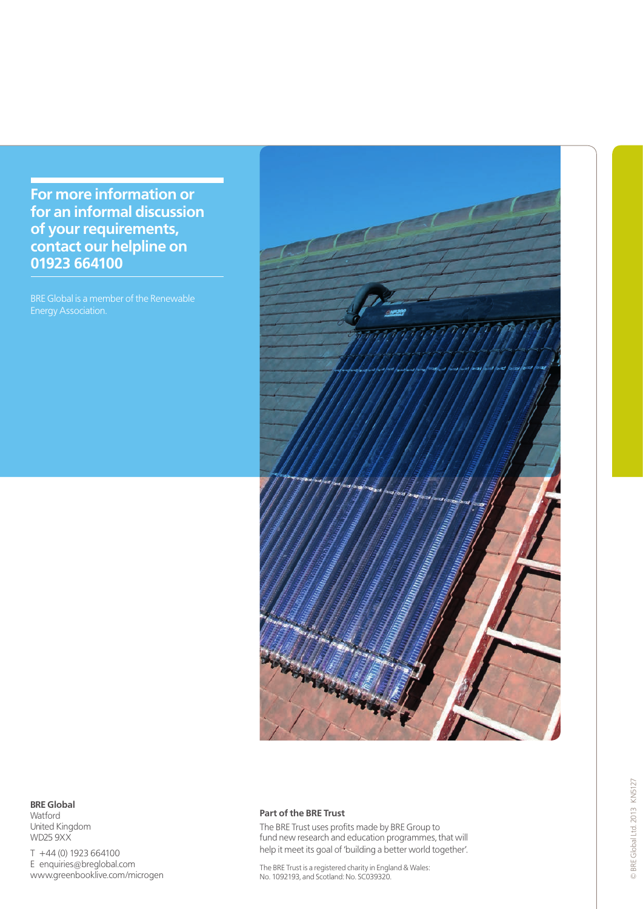**For more information or for an informal discussion of your requirements, contact our helpline on 01923 664100**

BRE Global is a member of the Renewable Energy Association.

**BRE Global**
Watford
United Kingdom
WD25 9XX

T +44 (0) 1923 664100
E enquiries@breglobal.com
www.greenbooklive.com/microgen

**Part of the BRE Trust**

The BRE Trust uses profits made by BRE Group to fund new research and education programmes, that will help it meet its goal of 'building a better world together'.

The BRE Trust is a registered charity in England & Wales: No. 1092193, and Scotland: No. SC039320.

© BRE Global Ltd. 2013 KN5127